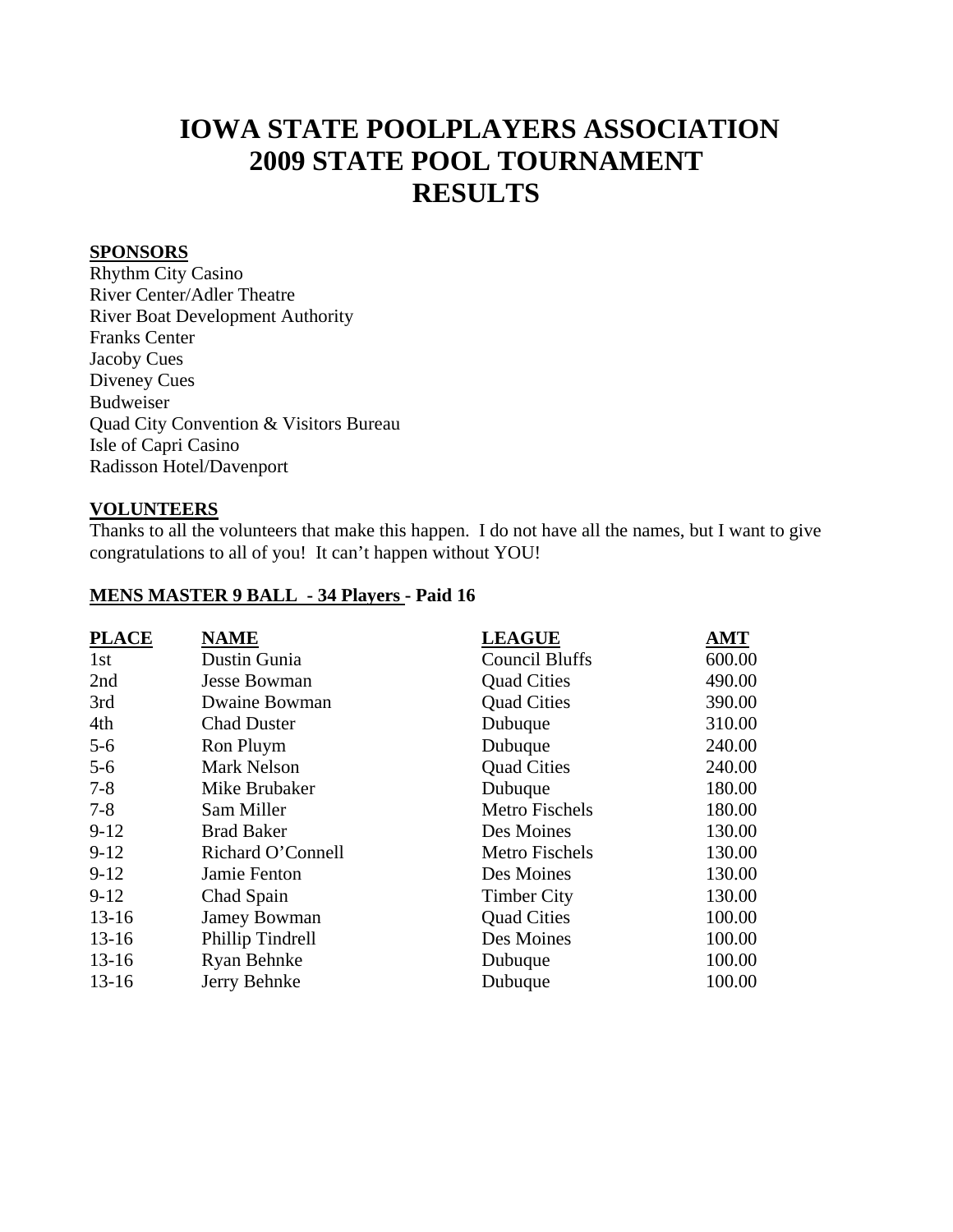# IOWA STATE POOLPLAYERS ASSOCIATION
# 2009 STATE POOL TOURNAMENT
# RESULTS

**SPONSORS**

Rhythm City Casino
River Center/Adler Theatre
River Boat Development Authority
Franks Center
Jacoby Cues
Diveney Cues
Budweiser
Quad City Convention & Visitors Bureau
Isle of Capri Casino
Radisson Hotel/Davenport

**VOLUNTEERS**

Thanks to all the volunteers that make this happen. I do not have all the names, but I want to give congratulations to all of you! It can't happen without YOU!

**MENS MASTER 9 BALL - 34 Players - Paid 16**

| PLACE | NAME | LEAGUE | AMT |
|---|---|---|---|
| 1st | Dustin Gunia | Council Bluffs | 600.00 |
| 2nd | Jesse Bowman | Quad Cities | 490.00 |
| 3rd | Dwaine Bowman | Quad Cities | 390.00 |
| 4th | Chad Duster | Dubuque | 310.00 |
| 5-6 | Ron Pluym | Dubuque | 240.00 |
| 5-6 | Mark Nelson | Quad Cities | 240.00 |
| 7-8 | Mike Brubaker | Dubuque | 180.00 |
| 7-8 | Sam Miller | Metro Fischels | 180.00 |
| 9-12 | Brad Baker | Des Moines | 130.00 |
| 9-12 | Richard O'Connell | Metro Fischels | 130.00 |
| 9-12 | Jamie Fenton | Des Moines | 130.00 |
| 9-12 | Chad Spain | Timber City | 130.00 |
| 13-16 | Jamey Bowman | Quad Cities | 100.00 |
| 13-16 | Phillip Tindrell | Des Moines | 100.00 |
| 13-16 | Ryan Behnke | Dubuque | 100.00 |
| 13-16 | Jerry Behnke | Dubuque | 100.00 |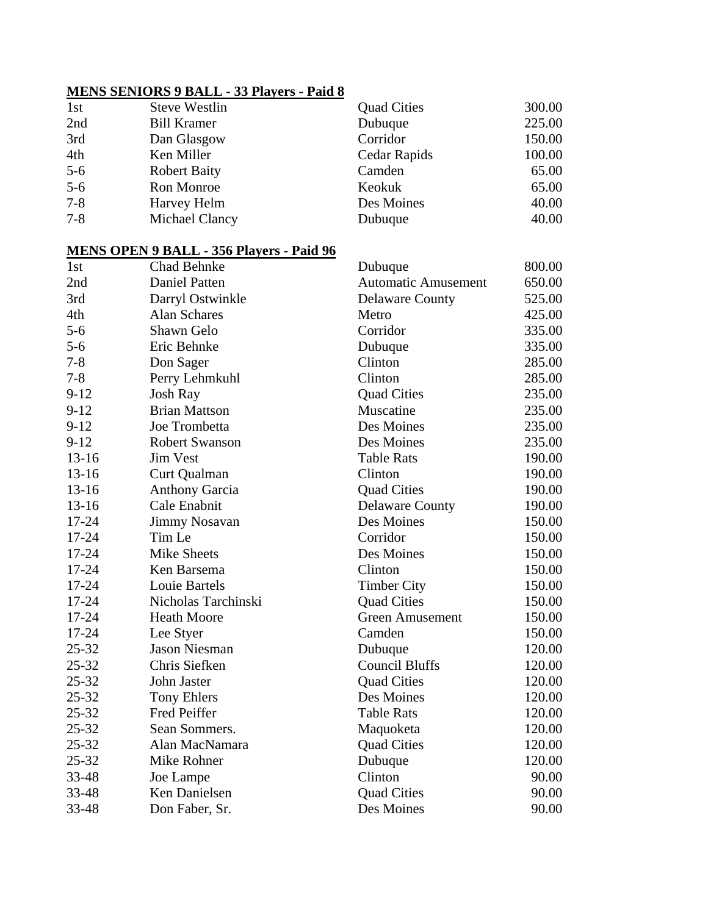**MENS SENIORS 9 BALL - 33 Players - Paid 8**

| | | | |
|---|---|---|---|
| 1st | Steve Westlin | Quad Cities | 300.00 |
| 2nd | Bill Kramer | Dubuque | 225.00 |
| 3rd | Dan Glasgow | Corridor | 150.00 |
| 4th | Ken Miller | Cedar Rapids | 100.00 |
| 5-6 | Robert Baity | Camden | 65.00 |
| 5-6 | Ron Monroe | Keokuk | 65.00 |
| 7-8 | Harvey Helm | Des Moines | 40.00 |
| 7-8 | Michael Clancy | Dubuque | 40.00 |

**MENS OPEN 9 BALL - 356 Players - Paid 96**

| | | | |
|---|---|---|---|
| 1st | Chad Behnke | Dubuque | 800.00 |
| 2nd | Daniel Patten | Automatic Amusement | 650.00 |
| 3rd | Darryl Ostwinkle | Delaware County | 525.00 |
| 4th | Alan Schares | Metro | 425.00 |
| 5-6 | Shawn Gelo | Corridor | 335.00 |
| 5-6 | Eric Behnke | Dubuque | 335.00 |
| 7-8 | Don Sager | Clinton | 285.00 |
| 7-8 | Perry Lehmkuhl | Clinton | 285.00 |
| 9-12 | Josh Ray | Quad Cities | 235.00 |
| 9-12 | Brian Mattson | Muscatine | 235.00 |
| 9-12 | Joe Trombetta | Des Moines | 235.00 |
| 9-12 | Robert Swanson | Des Moines | 235.00 |
| 13-16 | Jim Vest | Table Rats | 190.00 |
| 13-16 | Curt Qualman | Clinton | 190.00 |
| 13-16 | Anthony Garcia | Quad Cities | 190.00 |
| 13-16 | Cale Enabnit | Delaware County | 190.00 |
| 17-24 | Jimmy Nosavan | Des Moines | 150.00 |
| 17-24 | Tim Le | Corridor | 150.00 |
| 17-24 | Mike Sheets | Des Moines | 150.00 |
| 17-24 | Ken Barsema | Clinton | 150.00 |
| 17-24 | Louie Bartels | Timber City | 150.00 |
| 17-24 | Nicholas Tarchinski | Quad Cities | 150.00 |
| 17-24 | Heath Moore | Green Amusement | 150.00 |
| 17-24 | Lee Styer | Camden | 150.00 |
| 25-32 | Jason Niesman | Dubuque | 120.00 |
| 25-32 | Chris Siefken | Council Bluffs | 120.00 |
| 25-32 | John Jaster | Quad Cities | 120.00 |
| 25-32 | Tony Ehlers | Des Moines | 120.00 |
| 25-32 | Fred Peiffer | Table Rats | 120.00 |
| 25-32 | Sean Sommers. | Maquoketa | 120.00 |
| 25-32 | Alan MacNamara | Quad Cities | 120.00 |
| 25-32 | Mike Rohner | Dubuque | 120.00 |
| 33-48 | Joe Lampe | Clinton | 90.00 |
| 33-48 | Ken Danielsen | Quad Cities | 90.00 |
| 33-48 | Don Faber, Sr. | Des Moines | 90.00 |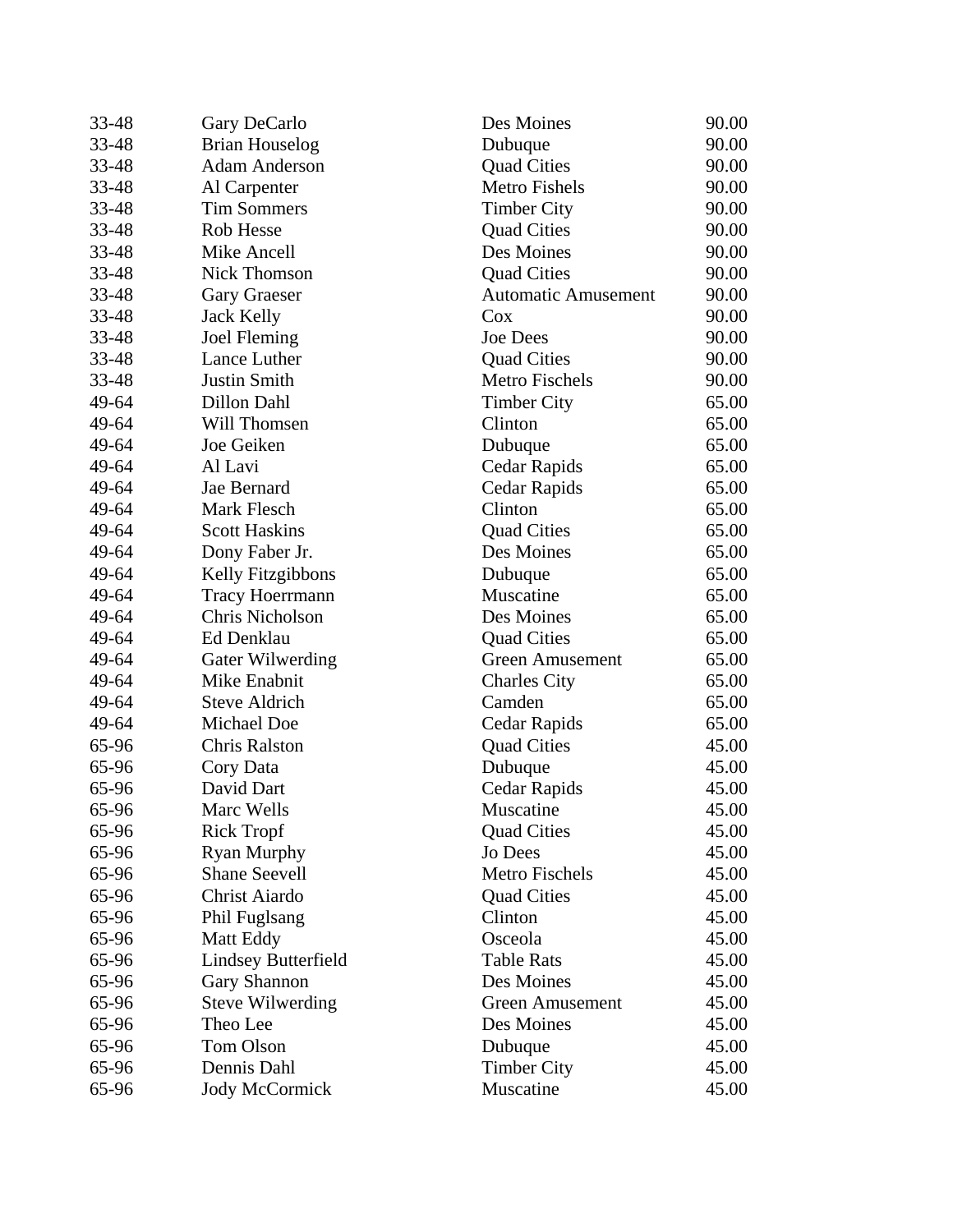| | | | |
|---|---|---|---|
| 33-48 | Gary DeCarlo | Des Moines | 90.00 |
| 33-48 | Brian Houselog | Dubuque | 90.00 |
| 33-48 | Adam Anderson | Quad Cities | 90.00 |
| 33-48 | Al Carpenter | Metro Fishels | 90.00 |
| 33-48 | Tim Sommers | Timber City | 90.00 |
| 33-48 | Rob Hesse | Quad Cities | 90.00 |
| 33-48 | Mike Ancell | Des Moines | 90.00 |
| 33-48 | Nick Thomson | Quad Cities | 90.00 |
| 33-48 | Gary Graeser | Automatic Amusement | 90.00 |
| 33-48 | Jack Kelly | Cox | 90.00 |
| 33-48 | Joel Fleming | Joe Dees | 90.00 |
| 33-48 | Lance Luther | Quad Cities | 90.00 |
| 33-48 | Justin Smith | Metro Fischels | 90.00 |
| 49-64 | Dillon Dahl | Timber City | 65.00 |
| 49-64 | Will Thomsen | Clinton | 65.00 |
| 49-64 | Joe Geiken | Dubuque | 65.00 |
| 49-64 | Al Lavi | Cedar Rapids | 65.00 |
| 49-64 | Jae Bernard | Cedar Rapids | 65.00 |
| 49-64 | Mark Flesch | Clinton | 65.00 |
| 49-64 | Scott Haskins | Quad Cities | 65.00 |
| 49-64 | Dony Faber Jr. | Des Moines | 65.00 |
| 49-64 | Kelly Fitzgibbons | Dubuque | 65.00 |
| 49-64 | Tracy Hoerrmann | Muscatine | 65.00 |
| 49-64 | Chris Nicholson | Des Moines | 65.00 |
| 49-64 | Ed Denklau | Quad Cities | 65.00 |
| 49-64 | Gater Wilwerding | Green Amusement | 65.00 |
| 49-64 | Mike Enabnit | Charles City | 65.00 |
| 49-64 | Steve Aldrich | Camden | 65.00 |
| 49-64 | Michael Doe | Cedar Rapids | 65.00 |
| 65-96 | Chris Ralston | Quad Cities | 45.00 |
| 65-96 | Cory Data | Dubuque | 45.00 |
| 65-96 | David Dart | Cedar Rapids | 45.00 |
| 65-96 | Marc Wells | Muscatine | 45.00 |
| 65-96 | Rick Tropf | Quad Cities | 45.00 |
| 65-96 | Ryan Murphy | Jo Dees | 45.00 |
| 65-96 | Shane Seevell | Metro Fischels | 45.00 |
| 65-96 | Christ Aiardo | Quad Cities | 45.00 |
| 65-96 | Phil Fuglsang | Clinton | 45.00 |
| 65-96 | Matt Eddy | Osceola | 45.00 |
| 65-96 | Lindsey Butterfield | Table Rats | 45.00 |
| 65-96 | Gary Shannon | Des Moines | 45.00 |
| 65-96 | Steve Wilwerding | Green Amusement | 45.00 |
| 65-96 | Theo Lee | Des Moines | 45.00 |
| 65-96 | Tom Olson | Dubuque | 45.00 |
| 65-96 | Dennis Dahl | Timber City | 45.00 |
| 65-96 | Jody McCormick | Muscatine | 45.00 |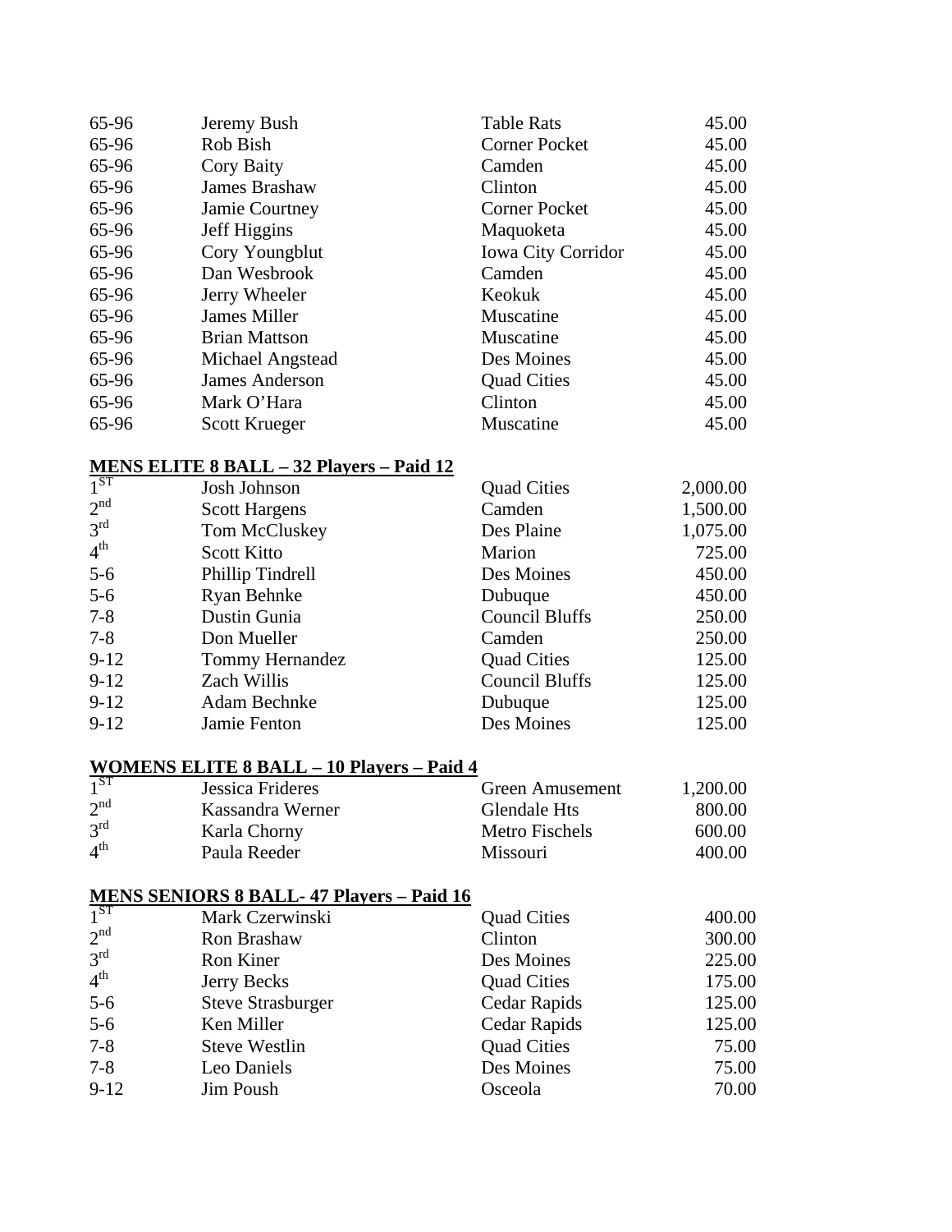| | | | |
|---|---|---|---|
| 65-96 | Jeremy Bush | Table Rats | 45.00 |
| 65-96 | Rob Bish | Corner Pocket | 45.00 |
| 65-96 | Cory Baity | Camden | 45.00 |
| 65-96 | James Brashaw | Clinton | 45.00 |
| 65-96 | Jamie Courtney | Corner Pocket | 45.00 |
| 65-96 | Jeff Higgins | Maquoketa | 45.00 |
| 65-96 | Cory Youngblut | Iowa City Corridor | 45.00 |
| 65-96 | Dan Wesbrook | Camden | 45.00 |
| 65-96 | Jerry Wheeler | Keokuk | 45.00 |
| 65-96 | James Miller | Muscatine | 45.00 |
| 65-96 | Brian Mattson | Muscatine | 45.00 |
| 65-96 | Michael Angstead | Des Moines | 45.00 |
| 65-96 | James Anderson | Quad Cities | 45.00 |
| 65-96 | Mark O'Hara | Clinton | 45.00 |
| 65-96 | Scott Krueger | Muscatine | 45.00 |

**MENS ELITE 8 BALL – 32 Players – Paid 12**

| | | | |
|---|---|---|---|
| 1ST | Josh Johnson | Quad Cities | 2,000.00 |
| 2nd | Scott Hargens | Camden | 1,500.00 |
| 3rd | Tom McCluskey | Des Plaine | 1,075.00 |
| 4th | Scott Kitto | Marion | 725.00 |
| 5-6 | Phillip Tindrell | Des Moines | 450.00 |
| 5-6 | Ryan Behnke | Dubuque | 450.00 |
| 7-8 | Dustin Gunia | Council Bluffs | 250.00 |
| 7-8 | Don Mueller | Camden | 250.00 |
| 9-12 | Tommy Hernandez | Quad Cities | 125.00 |
| 9-12 | Zach Willis | Council Bluffs | 125.00 |
| 9-12 | Adam Bechnke | Dubuque | 125.00 |
| 9-12 | Jamie Fenton | Des Moines | 125.00 |

**WOMENS ELITE 8 BALL – 10 Players – Paid 4**

| | | | |
|---|---|---|---|
| 1ST | Jessica Frideres | Green Amusement | 1,200.00 |
| 2nd | Kassandra Werner | Glendale Hts | 800.00 |
| 3rd | Karla Chorny | Metro Fischels | 600.00 |
| 4th | Paula Reeder | Missouri | 400.00 |

**MENS SENIORS 8 BALL- 47 Players – Paid 16**

| | | | |
|---|---|---|---|
| 1ST | Mark Czerwinski | Quad Cities | 400.00 |
| 2nd | Ron Brashaw | Clinton | 300.00 |
| 3rd | Ron Kiner | Des Moines | 225.00 |
| 4th | Jerry Becks | Quad Cities | 175.00 |
| 5-6 | Steve Strasburger | Cedar Rapids | 125.00 |
| 5-6 | Ken Miller | Cedar Rapids | 125.00 |
| 7-8 | Steve Westlin | Quad Cities | 75.00 |
| 7-8 | Leo Daniels | Des Moines | 75.00 |
| 9-12 | Jim Poush | Osceola | 70.00 |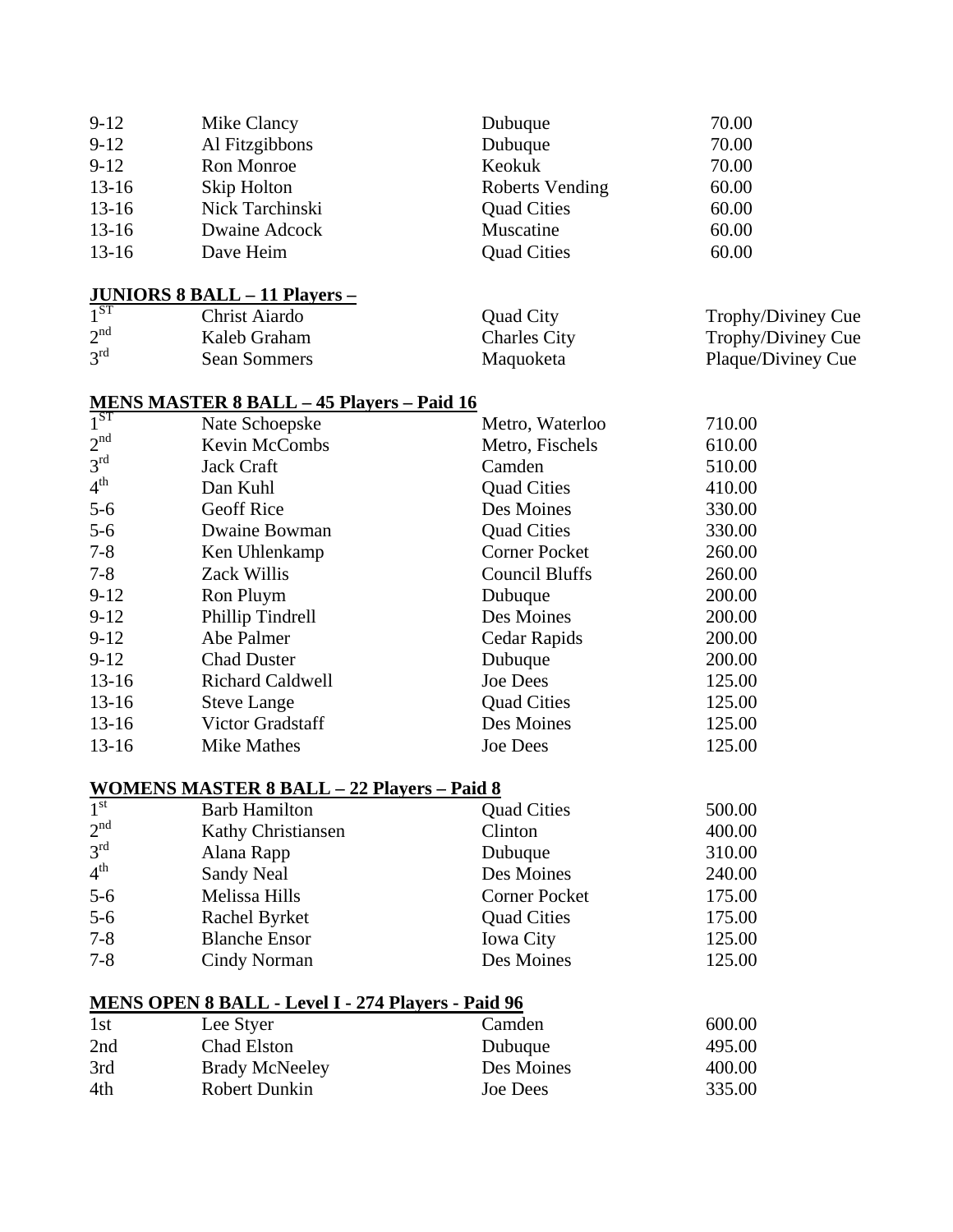| | | | |
|---|---|---|---|
| 9-12 | Mike Clancy | Dubuque | 70.00 |
| 9-12 | Al Fitzgibbons | Dubuque | 70.00 |
| 9-12 | Ron Monroe | Keokuk | 70.00 |
| 13-16 | Skip Holton | Roberts Vending | 60.00 |
| 13-16 | Nick Tarchinski | Quad Cities | 60.00 |
| 13-16 | Dwaine Adcock | Muscatine | 60.00 |
| 13-16 | Dave Heim | Quad Cities | 60.00 |

**JUNIORS 8 BALL – 11 Players –**

| | | | |
|---|---|---|---|
| 1ST | Christ Aiardo | Quad City | Trophy/Diviney Cue |
| 2nd | Kaleb Graham | Charles City | Trophy/Diviney Cue |
| 3rd | Sean Sommers | Maquoketa | Plaque/Diviney Cue |

**MENS MASTER 8 BALL – 45 Players – Paid 16**

| | | | |
|---|---|---|---|
| 1ST | Nate Schoepske | Metro, Waterloo | 710.00 |
| 2nd | Kevin McCombs | Metro, Fischels | 610.00 |
| 3rd | Jack Craft | Camden | 510.00 |
| 4th | Dan Kuhl | Quad Cities | 410.00 |
| 5-6 | Geoff Rice | Des Moines | 330.00 |
| 5-6 | Dwaine Bowman | Quad Cities | 330.00 |
| 7-8 | Ken Uhlenkamp | Corner Pocket | 260.00 |
| 7-8 | Zack Willis | Council Bluffs | 260.00 |
| 9-12 | Ron Pluym | Dubuque | 200.00 |
| 9-12 | Phillip Tindrell | Des Moines | 200.00 |
| 9-12 | Abe Palmer | Cedar Rapids | 200.00 |
| 9-12 | Chad Duster | Dubuque | 200.00 |
| 13-16 | Richard Caldwell | Joe Dees | 125.00 |
| 13-16 | Steve Lange | Quad Cities | 125.00 |
| 13-16 | Victor Gradstaff | Des Moines | 125.00 |
| 13-16 | Mike Mathes | Joe Dees | 125.00 |

**WOMENS MASTER 8 BALL – 22 Players – Paid 8**

| | | | |
|---|---|---|---|
| 1st | Barb Hamilton | Quad Cities | 500.00 |
| 2nd | Kathy Christiansen | Clinton | 400.00 |
| 3rd | Alana Rapp | Dubuque | 310.00 |
| 4th | Sandy Neal | Des Moines | 240.00 |
| 5-6 | Melissa Hills | Corner Pocket | 175.00 |
| 5-6 | Rachel Byrket | Quad Cities | 175.00 |
| 7-8 | Blanche Ensor | Iowa City | 125.00 |
| 7-8 | Cindy Norman | Des Moines | 125.00 |

**MENS OPEN 8 BALL - Level I - 274 Players - Paid 96**

| | | | |
|---|---|---|---|
| 1st | Lee Styer | Camden | 600.00 |
| 2nd | Chad Elston | Dubuque | 495.00 |
| 3rd | Brady McNeeley | Des Moines | 400.00 |
| 4th | Robert Dunkin | Joe Dees | 335.00 |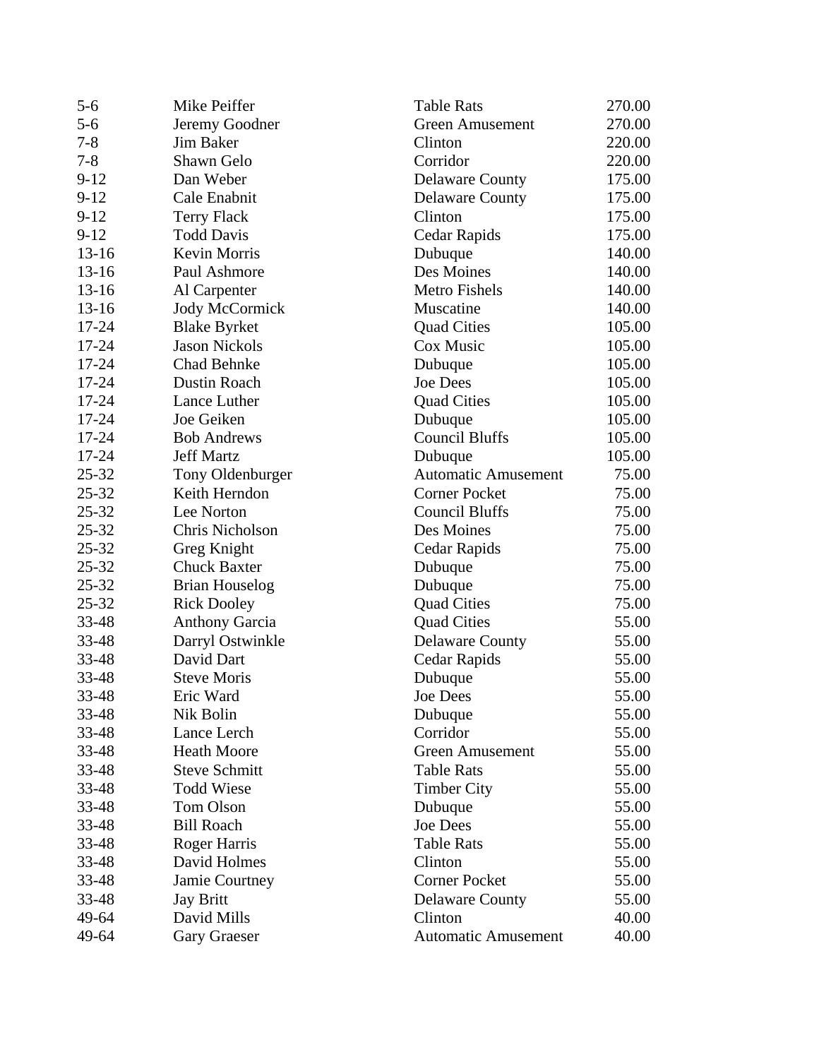| | | | |
|---|---|---|---|
| 5-6 | Mike Peiffer | Table Rats | 270.00 |
| 5-6 | Jeremy Goodner | Green Amusement | 270.00 |
| 7-8 | Jim Baker | Clinton | 220.00 |
| 7-8 | Shawn Gelo | Corridor | 220.00 |
| 9-12 | Dan Weber | Delaware County | 175.00 |
| 9-12 | Cale Enabnit | Delaware County | 175.00 |
| 9-12 | Terry Flack | Clinton | 175.00 |
| 9-12 | Todd Davis | Cedar Rapids | 175.00 |
| 13-16 | Kevin Morris | Dubuque | 140.00 |
| 13-16 | Paul Ashmore | Des Moines | 140.00 |
| 13-16 | Al Carpenter | Metro Fishels | 140.00 |
| 13-16 | Jody McCormick | Muscatine | 140.00 |
| 17-24 | Blake Byrket | Quad Cities | 105.00 |
| 17-24 | Jason Nickols | Cox Music | 105.00 |
| 17-24 | Chad Behnke | Dubuque | 105.00 |
| 17-24 | Dustin Roach | Joe Dees | 105.00 |
| 17-24 | Lance Luther | Quad Cities | 105.00 |
| 17-24 | Joe Geiken | Dubuque | 105.00 |
| 17-24 | Bob Andrews | Council Bluffs | 105.00 |
| 17-24 | Jeff Martz | Dubuque | 105.00 |
| 25-32 | Tony Oldenburger | Automatic Amusement | 75.00 |
| 25-32 | Keith Herndon | Corner Pocket | 75.00 |
| 25-32 | Lee Norton | Council Bluffs | 75.00 |
| 25-32 | Chris Nicholson | Des Moines | 75.00 |
| 25-32 | Greg Knight | Cedar Rapids | 75.00 |
| 25-32 | Chuck Baxter | Dubuque | 75.00 |
| 25-32 | Brian Houselog | Dubuque | 75.00 |
| 25-32 | Rick Dooley | Quad Cities | 75.00 |
| 33-48 | Anthony Garcia | Quad Cities | 55.00 |
| 33-48 | Darryl Ostwinkle | Delaware County | 55.00 |
| 33-48 | David Dart | Cedar Rapids | 55.00 |
| 33-48 | Steve Moris | Dubuque | 55.00 |
| 33-48 | Eric Ward | Joe Dees | 55.00 |
| 33-48 | Nik Bolin | Dubuque | 55.00 |
| 33-48 | Lance Lerch | Corridor | 55.00 |
| 33-48 | Heath Moore | Green Amusement | 55.00 |
| 33-48 | Steve Schmitt | Table Rats | 55.00 |
| 33-48 | Todd Wiese | Timber City | 55.00 |
| 33-48 | Tom Olson | Dubuque | 55.00 |
| 33-48 | Bill Roach | Joe Dees | 55.00 |
| 33-48 | Roger Harris | Table Rats | 55.00 |
| 33-48 | David Holmes | Clinton | 55.00 |
| 33-48 | Jamie Courtney | Corner Pocket | 55.00 |
| 33-48 | Jay Britt | Delaware County | 55.00 |
| 49-64 | David Mills | Clinton | 40.00 |
| 49-64 | Gary Graeser | Automatic Amusement | 40.00 |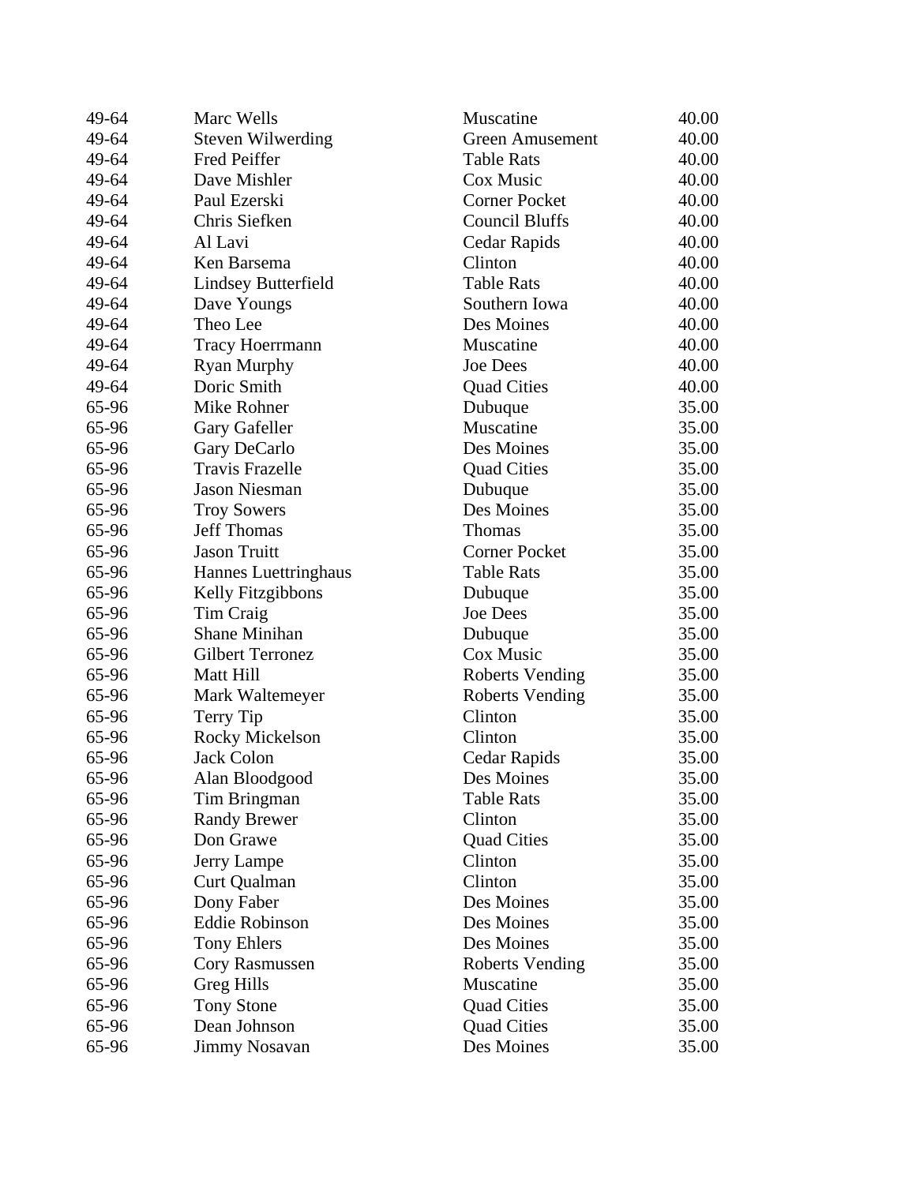| | | | |
|---|---|---|---|
| 49-64 | Marc Wells | Muscatine | 40.00 |
| 49-64 | Steven Wilwerding | Green Amusement | 40.00 |
| 49-64 | Fred Peiffer | Table Rats | 40.00 |
| 49-64 | Dave Mishler | Cox Music | 40.00 |
| 49-64 | Paul Ezerski | Corner Pocket | 40.00 |
| 49-64 | Chris Siefken | Council Bluffs | 40.00 |
| 49-64 | Al Lavi | Cedar Rapids | 40.00 |
| 49-64 | Ken Barsema | Clinton | 40.00 |
| 49-64 | Lindsey Butterfield | Table Rats | 40.00 |
| 49-64 | Dave Youngs | Southern Iowa | 40.00 |
| 49-64 | Theo Lee | Des Moines | 40.00 |
| 49-64 | Tracy Hoerrmann | Muscatine | 40.00 |
| 49-64 | Ryan Murphy | Joe Dees | 40.00 |
| 49-64 | Doric Smith | Quad Cities | 40.00 |
| 65-96 | Mike Rohner | Dubuque | 35.00 |
| 65-96 | Gary Gafeller | Muscatine | 35.00 |
| 65-96 | Gary DeCarlo | Des Moines | 35.00 |
| 65-96 | Travis Frazelle | Quad Cities | 35.00 |
| 65-96 | Jason Niesman | Dubuque | 35.00 |
| 65-96 | Troy Sowers | Des Moines | 35.00 |
| 65-96 | Jeff Thomas | Thomas | 35.00 |
| 65-96 | Jason Truitt | Corner Pocket | 35.00 |
| 65-96 | Hannes Luettringhaus | Table Rats | 35.00 |
| 65-96 | Kelly Fitzgibbons | Dubuque | 35.00 |
| 65-96 | Tim Craig | Joe Dees | 35.00 |
| 65-96 | Shane Minihan | Dubuque | 35.00 |
| 65-96 | Gilbert Terronez | Cox Music | 35.00 |
| 65-96 | Matt Hill | Roberts Vending | 35.00 |
| 65-96 | Mark Waltemeyer | Roberts Vending | 35.00 |
| 65-96 | Terry Tip | Clinton | 35.00 |
| 65-96 | Rocky Mickelson | Clinton | 35.00 |
| 65-96 | Jack Colon | Cedar Rapids | 35.00 |
| 65-96 | Alan Bloodgood | Des Moines | 35.00 |
| 65-96 | Tim Bringman | Table Rats | 35.00 |
| 65-96 | Randy Brewer | Clinton | 35.00 |
| 65-96 | Don Grawe | Quad Cities | 35.00 |
| 65-96 | Jerry Lampe | Clinton | 35.00 |
| 65-96 | Curt Qualman | Clinton | 35.00 |
| 65-96 | Dony Faber | Des Moines | 35.00 |
| 65-96 | Eddie Robinson | Des Moines | 35.00 |
| 65-96 | Tony Ehlers | Des Moines | 35.00 |
| 65-96 | Cory Rasmussen | Roberts Vending | 35.00 |
| 65-96 | Greg Hills | Muscatine | 35.00 |
| 65-96 | Tony Stone | Quad Cities | 35.00 |
| 65-96 | Dean Johnson | Quad Cities | 35.00 |
| 65-96 | Jimmy Nosavan | Des Moines | 35.00 |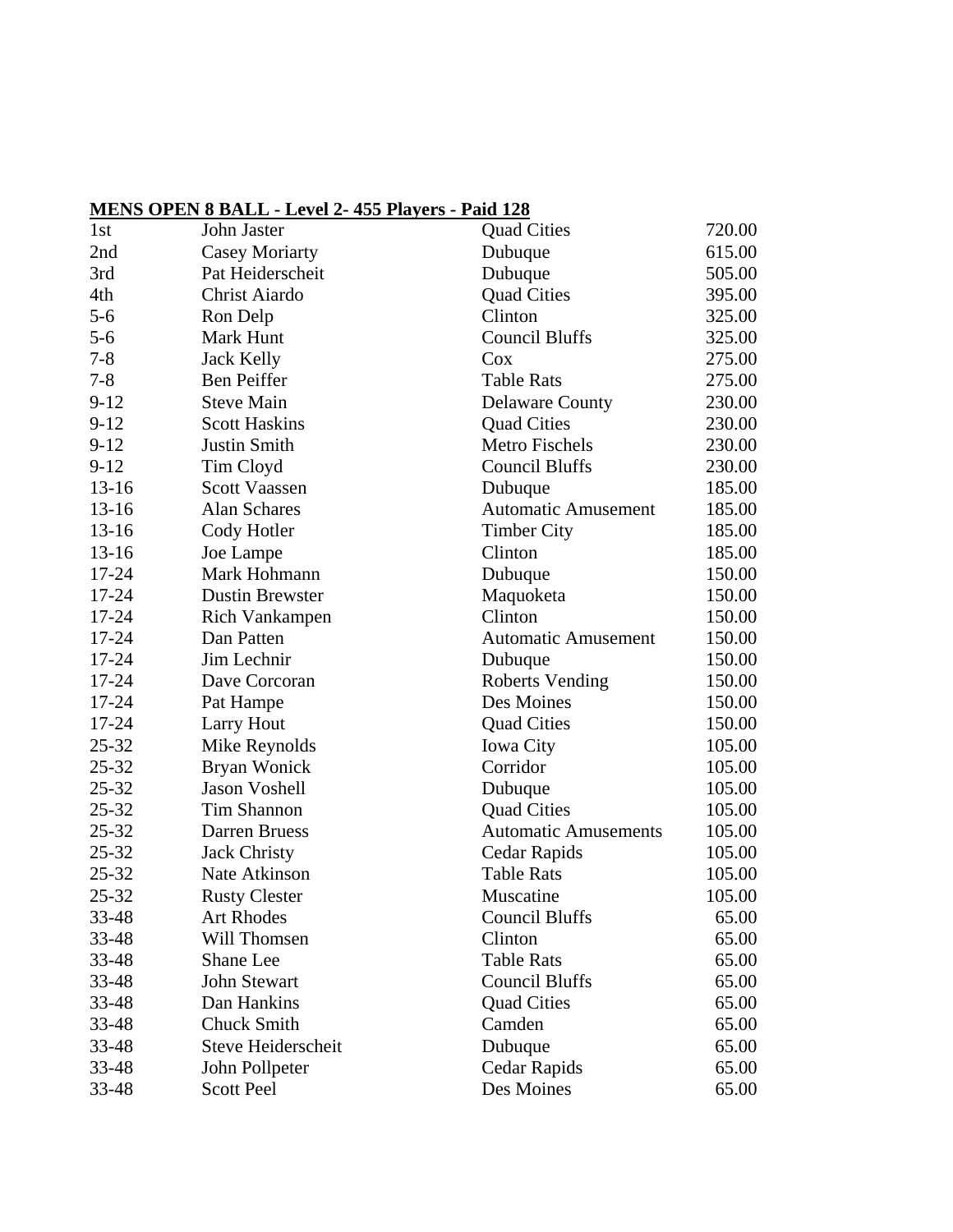**MENS OPEN 8 BALL - Level 2- 455 Players - Paid 128**

| | | | |
|---|---|---|---|
| 1st | John Jaster | Quad Cities | 720.00 |
| 2nd | Casey Moriarty | Dubuque | 615.00 |
| 3rd | Pat Heiderscheit | Dubuque | 505.00 |
| 4th | Christ Aiardo | Quad Cities | 395.00 |
| 5-6 | Ron Delp | Clinton | 325.00 |
| 5-6 | Mark Hunt | Council Bluffs | 325.00 |
| 7-8 | Jack Kelly | Cox | 275.00 |
| 7-8 | Ben Peiffer | Table Rats | 275.00 |
| 9-12 | Steve Main | Delaware County | 230.00 |
| 9-12 | Scott Haskins | Quad Cities | 230.00 |
| 9-12 | Justin Smith | Metro Fischels | 230.00 |
| 9-12 | Tim Cloyd | Council Bluffs | 230.00 |
| 13-16 | Scott Vaassen | Dubuque | 185.00 |
| 13-16 | Alan Schares | Automatic Amusement | 185.00 |
| 13-16 | Cody Hotler | Timber City | 185.00 |
| 13-16 | Joe Lampe | Clinton | 185.00 |
| 17-24 | Mark Hohmann | Dubuque | 150.00 |
| 17-24 | Dustin Brewster | Maquoketa | 150.00 |
| 17-24 | Rich Vankampen | Clinton | 150.00 |
| 17-24 | Dan Patten | Automatic Amusement | 150.00 |
| 17-24 | Jim Lechnir | Dubuque | 150.00 |
| 17-24 | Dave Corcoran | Roberts Vending | 150.00 |
| 17-24 | Pat Hampe | Des Moines | 150.00 |
| 17-24 | Larry Hout | Quad Cities | 150.00 |
| 25-32 | Mike Reynolds | Iowa City | 105.00 |
| 25-32 | Bryan Wonick | Corridor | 105.00 |
| 25-32 | Jason Voshell | Dubuque | 105.00 |
| 25-32 | Tim Shannon | Quad Cities | 105.00 |
| 25-32 | Darren Bruess | Automatic Amusements | 105.00 |
| 25-32 | Jack Christy | Cedar Rapids | 105.00 |
| 25-32 | Nate Atkinson | Table Rats | 105.00 |
| 25-32 | Rusty Clester | Muscatine | 105.00 |
| 33-48 | Art Rhodes | Council Bluffs | 65.00 |
| 33-48 | Will Thomsen | Clinton | 65.00 |
| 33-48 | Shane Lee | Table Rats | 65.00 |
| 33-48 | John Stewart | Council Bluffs | 65.00 |
| 33-48 | Dan Hankins | Quad Cities | 65.00 |
| 33-48 | Chuck Smith | Camden | 65.00 |
| 33-48 | Steve Heiderscheit | Dubuque | 65.00 |
| 33-48 | John Pollpeter | Cedar Rapids | 65.00 |
| 33-48 | Scott Peel | Des Moines | 65.00 |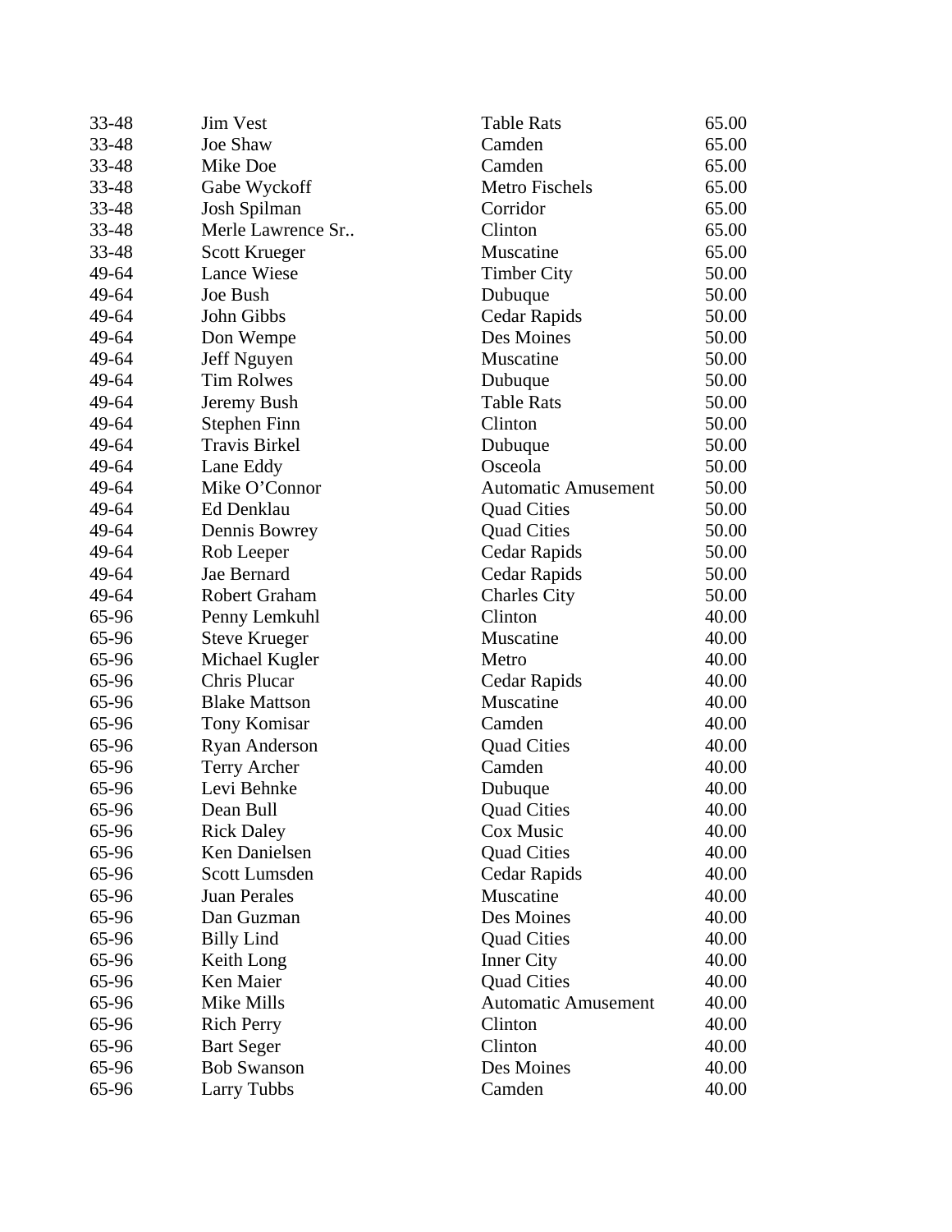| | | | |
|---|---|---|---|
| 33-48 | Jim Vest | Table Rats | 65.00 |
| 33-48 | Joe Shaw | Camden | 65.00 |
| 33-48 | Mike Doe | Camden | 65.00 |
| 33-48 | Gabe Wyckoff | Metro Fischels | 65.00 |
| 33-48 | Josh Spilman | Corridor | 65.00 |
| 33-48 | Merle Lawrence Sr.. | Clinton | 65.00 |
| 33-48 | Scott Krueger | Muscatine | 65.00 |
| 49-64 | Lance Wiese | Timber City | 50.00 |
| 49-64 | Joe Bush | Dubuque | 50.00 |
| 49-64 | John Gibbs | Cedar Rapids | 50.00 |
| 49-64 | Don Wempe | Des Moines | 50.00 |
| 49-64 | Jeff Nguyen | Muscatine | 50.00 |
| 49-64 | Tim Rolwes | Dubuque | 50.00 |
| 49-64 | Jeremy Bush | Table Rats | 50.00 |
| 49-64 | Stephen Finn | Clinton | 50.00 |
| 49-64 | Travis Birkel | Dubuque | 50.00 |
| 49-64 | Lane Eddy | Osceola | 50.00 |
| 49-64 | Mike O'Connor | Automatic Amusement | 50.00 |
| 49-64 | Ed Denklau | Quad Cities | 50.00 |
| 49-64 | Dennis Bowrey | Quad Cities | 50.00 |
| 49-64 | Rob Leeper | Cedar Rapids | 50.00 |
| 49-64 | Jae Bernard | Cedar Rapids | 50.00 |
| 49-64 | Robert Graham | Charles City | 50.00 |
| 65-96 | Penny Lemkuhl | Clinton | 40.00 |
| 65-96 | Steve Krueger | Muscatine | 40.00 |
| 65-96 | Michael Kugler | Metro | 40.00 |
| 65-96 | Chris Plucar | Cedar Rapids | 40.00 |
| 65-96 | Blake Mattson | Muscatine | 40.00 |
| 65-96 | Tony Komisar | Camden | 40.00 |
| 65-96 | Ryan Anderson | Quad Cities | 40.00 |
| 65-96 | Terry Archer | Camden | 40.00 |
| 65-96 | Levi Behnke | Dubuque | 40.00 |
| 65-96 | Dean Bull | Quad Cities | 40.00 |
| 65-96 | Rick Daley | Cox Music | 40.00 |
| 65-96 | Ken Danielsen | Quad Cities | 40.00 |
| 65-96 | Scott Lumsden | Cedar Rapids | 40.00 |
| 65-96 | Juan Perales | Muscatine | 40.00 |
| 65-96 | Dan Guzman | Des Moines | 40.00 |
| 65-96 | Billy Lind | Quad Cities | 40.00 |
| 65-96 | Keith Long | Inner City | 40.00 |
| 65-96 | Ken Maier | Quad Cities | 40.00 |
| 65-96 | Mike Mills | Automatic Amusement | 40.00 |
| 65-96 | Rich Perry | Clinton | 40.00 |
| 65-96 | Bart Seger | Clinton | 40.00 |
| 65-96 | Bob Swanson | Des Moines | 40.00 |
| 65-96 | Larry Tubbs | Camden | 40.00 |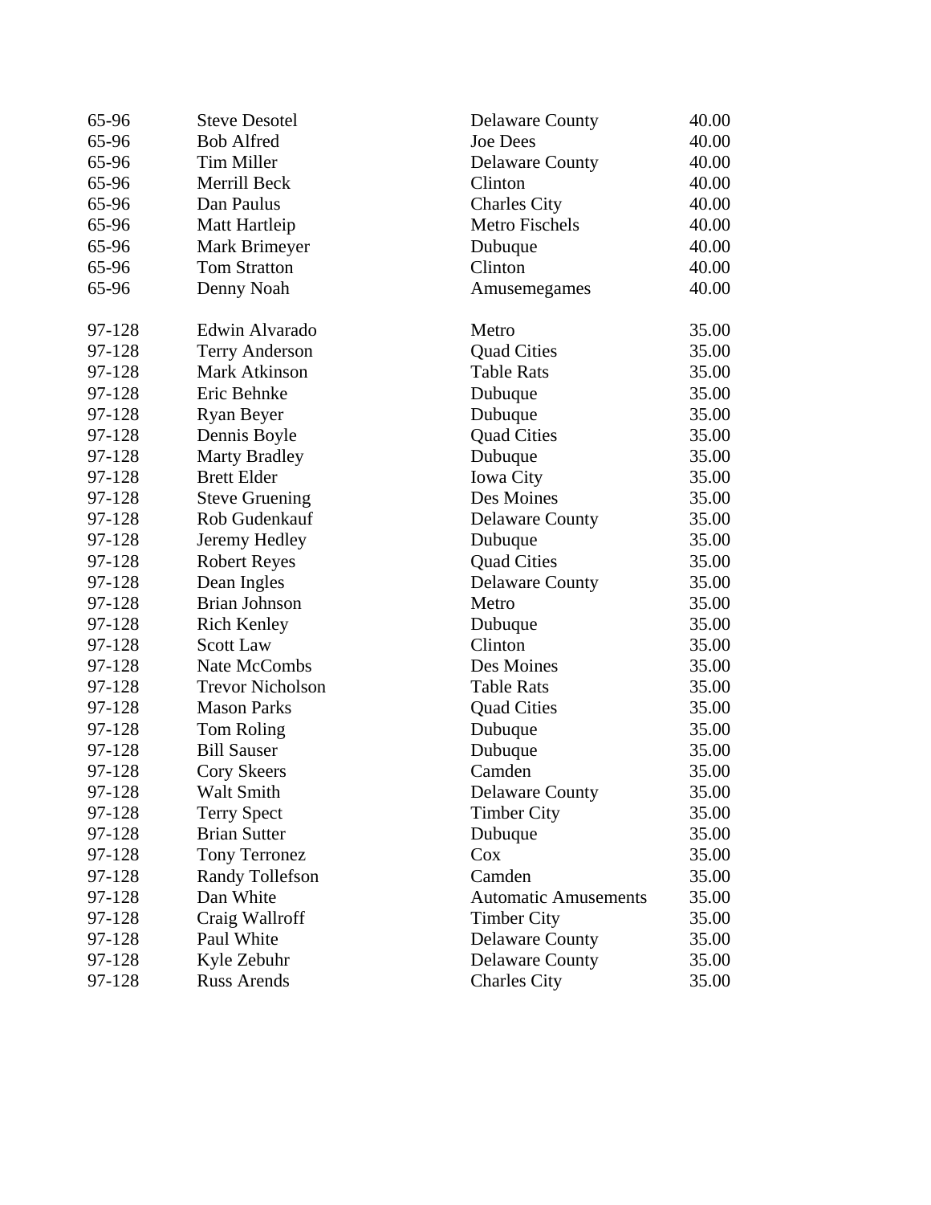| | | | |
|---|---|---|---|
| 65-96 | Steve Desotel | Delaware County | 40.00 |
| 65-96 | Bob Alfred | Joe Dees | 40.00 |
| 65-96 | Tim Miller | Delaware County | 40.00 |
| 65-96 | Merrill Beck | Clinton | 40.00 |
| 65-96 | Dan Paulus | Charles City | 40.00 |
| 65-96 | Matt Hartleip | Metro Fischels | 40.00 |
| 65-96 | Mark Brimeyer | Dubuque | 40.00 |
| 65-96 | Tom Stratton | Clinton | 40.00 |
| 65-96 | Denny Noah | Amusemegames | 40.00 |
| | | | |
| 97-128 | Edwin Alvarado | Metro | 35.00 |
| 97-128 | Terry Anderson | Quad Cities | 35.00 |
| 97-128 | Mark Atkinson | Table Rats | 35.00 |
| 97-128 | Eric Behnke | Dubuque | 35.00 |
| 97-128 | Ryan Beyer | Dubuque | 35.00 |
| 97-128 | Dennis Boyle | Quad Cities | 35.00 |
| 97-128 | Marty Bradley | Dubuque | 35.00 |
| 97-128 | Brett Elder | Iowa City | 35.00 |
| 97-128 | Steve Gruening | Des Moines | 35.00 |
| 97-128 | Rob Gudenkauf | Delaware County | 35.00 |
| 97-128 | Jeremy Hedley | Dubuque | 35.00 |
| 97-128 | Robert Reyes | Quad Cities | 35.00 |
| 97-128 | Dean Ingles | Delaware County | 35.00 |
| 97-128 | Brian Johnson | Metro | 35.00 |
| 97-128 | Rich Kenley | Dubuque | 35.00 |
| 97-128 | Scott Law | Clinton | 35.00 |
| 97-128 | Nate McCombs | Des Moines | 35.00 |
| 97-128 | Trevor Nicholson | Table Rats | 35.00 |
| 97-128 | Mason Parks | Quad Cities | 35.00 |
| 97-128 | Tom Roling | Dubuque | 35.00 |
| 97-128 | Bill Sauser | Dubuque | 35.00 |
| 97-128 | Cory Skeers | Camden | 35.00 |
| 97-128 | Walt Smith | Delaware County | 35.00 |
| 97-128 | Terry Spect | Timber City | 35.00 |
| 97-128 | Brian Sutter | Dubuque | 35.00 |
| 97-128 | Tony Terronez | Cox | 35.00 |
| 97-128 | Randy Tollefson | Camden | 35.00 |
| 97-128 | Dan White | Automatic Amusements | 35.00 |
| 97-128 | Craig Wallroff | Timber City | 35.00 |
| 97-128 | Paul White | Delaware County | 35.00 |
| 97-128 | Kyle Zebuhr | Delaware County | 35.00 |
| 97-128 | Russ Arends | Charles City | 35.00 |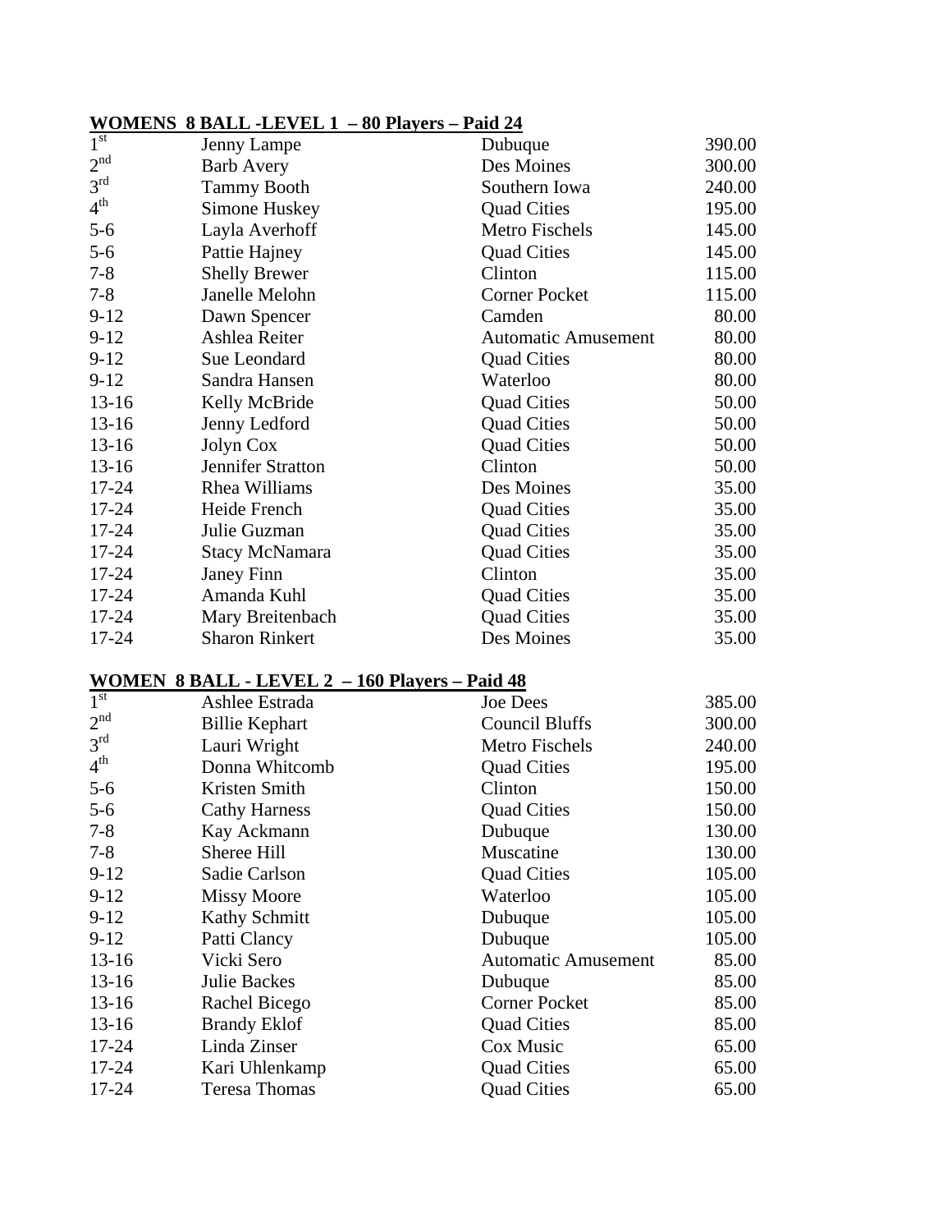**WOMENS 8 BALL -LEVEL 1 – 80 Players – Paid 24**

| Place | Name | Location | Amount |
|---|---|---|---|
| 1st | Jenny Lampe | Dubuque | 390.00 |
| 2nd | Barb Avery | Des Moines | 300.00 |
| 3rd | Tammy Booth | Southern Iowa | 240.00 |
| 4th | Simone Huskey | Quad Cities | 195.00 |
| 5-6 | Layla Averhoff | Metro Fischels | 145.00 |
| 5-6 | Pattie Hajney | Quad Cities | 145.00 |
| 7-8 | Shelly Brewer | Clinton | 115.00 |
| 7-8 | Janelle Melohn | Corner Pocket | 115.00 |
| 9-12 | Dawn Spencer | Camden | 80.00 |
| 9-12 | Ashlea Reiter | Automatic Amusement | 80.00 |
| 9-12 | Sue Leondard | Quad Cities | 80.00 |
| 9-12 | Sandra Hansen | Waterloo | 80.00 |
| 13-16 | Kelly McBride | Quad Cities | 50.00 |
| 13-16 | Jenny Ledford | Quad Cities | 50.00 |
| 13-16 | Jolyn Cox | Quad Cities | 50.00 |
| 13-16 | Jennifer Stratton | Clinton | 50.00 |
| 17-24 | Rhea Williams | Des Moines | 35.00 |
| 17-24 | Heide French | Quad Cities | 35.00 |
| 17-24 | Julie Guzman | Quad Cities | 35.00 |
| 17-24 | Stacy McNamara | Quad Cities | 35.00 |
| 17-24 | Janey Finn | Clinton | 35.00 |
| 17-24 | Amanda Kuhl | Quad Cities | 35.00 |
| 17-24 | Mary Breitenbach | Quad Cities | 35.00 |
| 17-24 | Sharon Rinkert | Des Moines | 35.00 |

**WOMEN 8 BALL - LEVEL 2 – 160 Players – Paid 48**

| Place | Name | Location | Amount |
|---|---|---|---|
| 1st | Ashlee Estrada | Joe Dees | 385.00 |
| 2nd | Billie Kephart | Council Bluffs | 300.00 |
| 3rd | Lauri Wright | Metro Fischels | 240.00 |
| 4th | Donna Whitcomb | Quad Cities | 195.00 |
| 5-6 | Kristen Smith | Clinton | 150.00 |
| 5-6 | Cathy Harness | Quad Cities | 150.00 |
| 7-8 | Kay Ackmann | Dubuque | 130.00 |
| 7-8 | Sheree Hill | Muscatine | 130.00 |
| 9-12 | Sadie Carlson | Quad Cities | 105.00 |
| 9-12 | Missy Moore | Waterloo | 105.00 |
| 9-12 | Kathy Schmitt | Dubuque | 105.00 |
| 9-12 | Patti Clancy | Dubuque | 105.00 |
| 13-16 | Vicki Sero | Automatic Amusement | 85.00 |
| 13-16 | Julie Backes | Dubuque | 85.00 |
| 13-16 | Rachel Bicego | Corner Pocket | 85.00 |
| 13-16 | Brandy Eklof | Quad Cities | 85.00 |
| 17-24 | Linda Zinser | Cox Music | 65.00 |
| 17-24 | Kari Uhlenkamp | Quad Cities | 65.00 |
| 17-24 | Teresa Thomas | Quad Cities | 65.00 |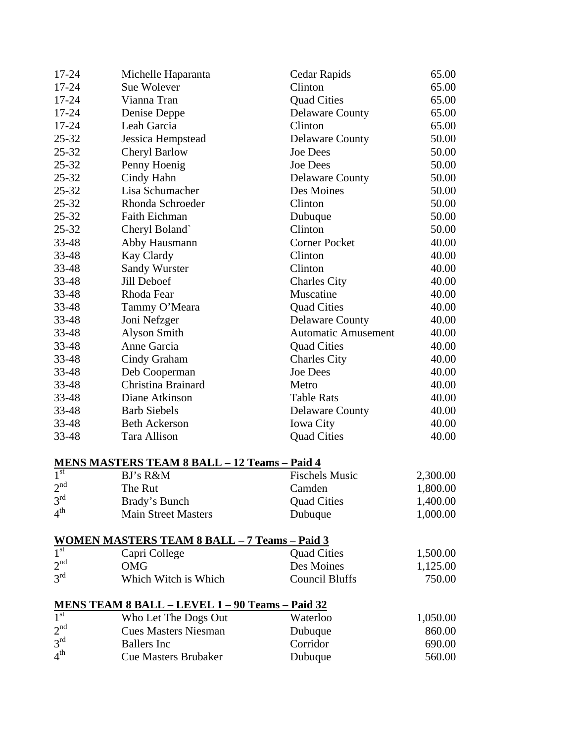| | | | |
|---|---|---|---|
| 17-24 | Michelle Haparanta | Cedar Rapids | 65.00 |
| 17-24 | Sue Wolever | Clinton | 65.00 |
| 17-24 | Vianna Tran | Quad Cities | 65.00 |
| 17-24 | Denise Deppe | Delaware County | 65.00 |
| 17-24 | Leah Garcia | Clinton | 65.00 |
| 25-32 | Jessica Hempstead | Delaware County | 50.00 |
| 25-32 | Cheryl Barlow | Joe Dees | 50.00 |
| 25-32 | Penny Hoenig | Joe Dees | 50.00 |
| 25-32 | Cindy Hahn | Delaware County | 50.00 |
| 25-32 | Lisa Schumacher | Des Moines | 50.00 |
| 25-32 | Rhonda Schroeder | Clinton | 50.00 |
| 25-32 | Faith Eichman | Dubuque | 50.00 |
| 25-32 | Cheryl Boland` | Clinton | 50.00 |
| 33-48 | Abby Hausmann | Corner Pocket | 40.00 |
| 33-48 | Kay Clardy | Clinton | 40.00 |
| 33-48 | Sandy Wurster | Clinton | 40.00 |
| 33-48 | Jill Deboef | Charles City | 40.00 |
| 33-48 | Rhoda Fear | Muscatine | 40.00 |
| 33-48 | Tammy O'Meara | Quad Cities | 40.00 |
| 33-48 | Joni Nefzger | Delaware County | 40.00 |
| 33-48 | Alyson Smith | Automatic Amusement | 40.00 |
| 33-48 | Anne Garcia | Quad Cities | 40.00 |
| 33-48 | Cindy Graham | Charles City | 40.00 |
| 33-48 | Deb Cooperman | Joe Dees | 40.00 |
| 33-48 | Christina Brainard | Metro | 40.00 |
| 33-48 | Diane Atkinson | Table Rats | 40.00 |
| 33-48 | Barb Siebels | Delaware County | 40.00 |
| 33-48 | Beth Ackerson | Iowa City | 40.00 |
| 33-48 | Tara Allison | Quad Cities | 40.00 |

**MENS MASTERS TEAM 8 BALL – 12 Teams – Paid 4**

| | | | |
|---|---|---|---|
| 1st | BJ's R&M | Fischels Music | 2,300.00 |
| 2nd | The Rut | Camden | 1,800.00 |
| 3rd | Brady's Bunch | Quad Cities | 1,400.00 |
| 4th | Main Street Masters | Dubuque | 1,000.00 |

**WOMEN MASTERS TEAM 8 BALL – 7 Teams – Paid 3**

| | | | |
|---|---|---|---|
| 1st | Capri College | Quad Cities | 1,500.00 |
| 2nd | OMG | Des Moines | 1,125.00 |
| 3rd | Which Witch is Which | Council Bluffs | 750.00 |

**MENS TEAM 8 BALL – LEVEL 1 – 90 Teams – Paid 32**

| | | | |
|---|---|---|---|
| 1st | Who Let The Dogs Out | Waterloo | 1,050.00 |
| 2nd | Cues Masters Niesman | Dubuque | 860.00 |
| 3rd | Ballers Inc | Corridor | 690.00 |
| 4th | Cue Masters Brubaker | Dubuque | 560.00 |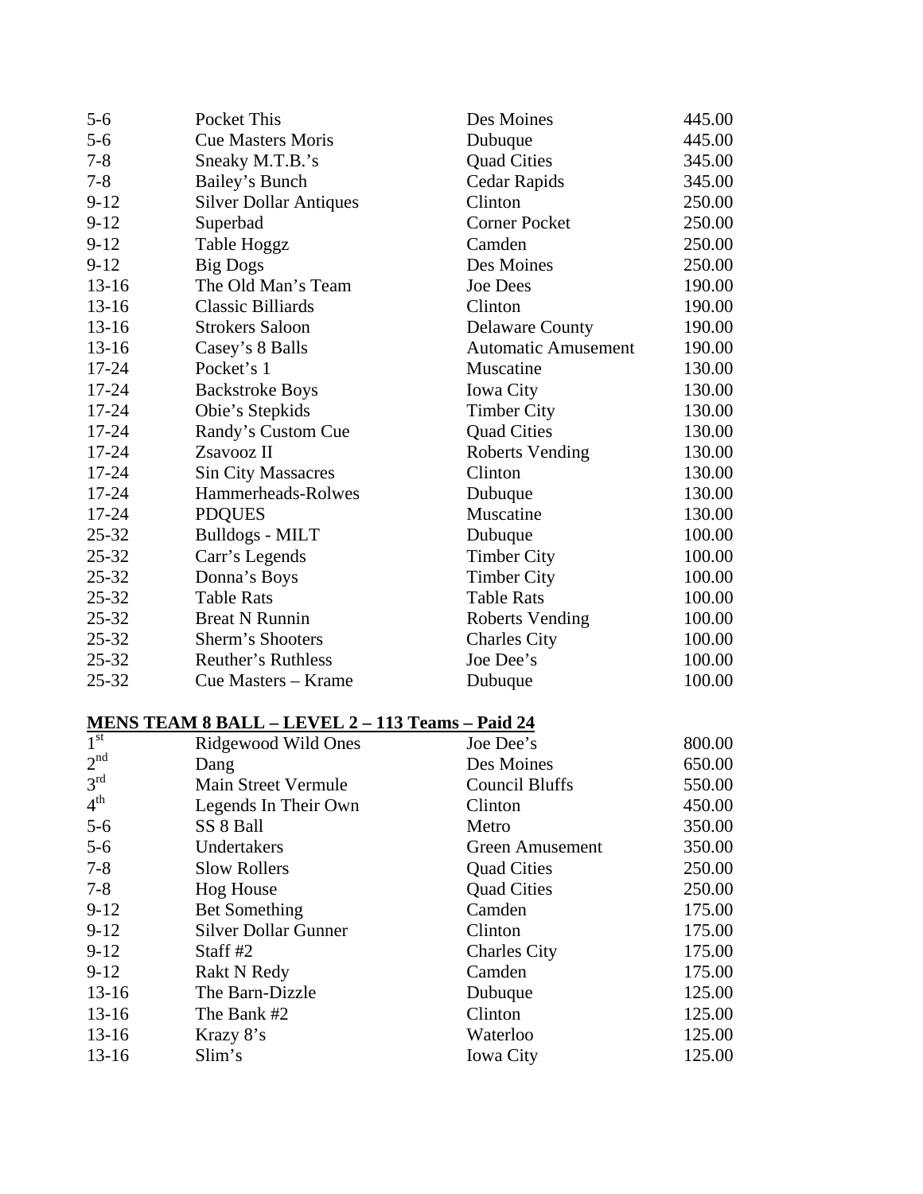| | | | |
|---|---|---|---|
| 5-6 | Pocket This | Des Moines | 445.00 |
| 5-6 | Cue Masters Moris | Dubuque | 445.00 |
| 7-8 | Sneaky M.T.B.'s | Quad Cities | 345.00 |
| 7-8 | Bailey's Bunch | Cedar Rapids | 345.00 |
| 9-12 | Silver Dollar Antiques | Clinton | 250.00 |
| 9-12 | Superbad | Corner Pocket | 250.00 |
| 9-12 | Table Hoggz | Camden | 250.00 |
| 9-12 | Big Dogs | Des Moines | 250.00 |
| 13-16 | The Old Man's Team | Joe Dees | 190.00 |
| 13-16 | Classic Billiards | Clinton | 190.00 |
| 13-16 | Strokers Saloon | Delaware County | 190.00 |
| 13-16 | Casey's 8 Balls | Automatic Amusement | 190.00 |
| 17-24 | Pocket's 1 | Muscatine | 130.00 |
| 17-24 | Backstroke Boys | Iowa City | 130.00 |
| 17-24 | Obie's Stepkids | Timber City | 130.00 |
| 17-24 | Randy's Custom Cue | Quad Cities | 130.00 |
| 17-24 | Zsavooz II | Roberts Vending | 130.00 |
| 17-24 | Sin City Massacres | Clinton | 130.00 |
| 17-24 | Hammerheads-Rolwes | Dubuque | 130.00 |
| 17-24 | PDQUES | Muscatine | 130.00 |
| 25-32 | Bulldogs - MILT | Dubuque | 100.00 |
| 25-32 | Carr's Legends | Timber City | 100.00 |
| 25-32 | Donna's Boys | Timber City | 100.00 |
| 25-32 | Table Rats | Table Rats | 100.00 |
| 25-32 | Breat N Runnin | Roberts Vending | 100.00 |
| 25-32 | Sherm's Shooters | Charles City | 100.00 |
| 25-32 | Reuther's Ruthless | Joe Dee's | 100.00 |
| 25-32 | Cue Masters – Krame | Dubuque | 100.00 |

**MENS TEAM 8 BALL – LEVEL 2 – 113 Teams – Paid 24**

| | | | |
|---|---|---|---|
| 1st | Ridgewood Wild Ones | Joe Dee's | 800.00 |
| 2nd | Dang | Des Moines | 650.00 |
| 3rd | Main Street Vermule | Council Bluffs | 550.00 |
| 4th | Legends In Their Own | Clinton | 450.00 |
| 5-6 | SS 8 Ball | Metro | 350.00 |
| 5-6 | Undertakers | Green Amusement | 350.00 |
| 7-8 | Slow Rollers | Quad Cities | 250.00 |
| 7-8 | Hog House | Quad Cities | 250.00 |
| 9-12 | Bet Something | Camden | 175.00 |
| 9-12 | Silver Dollar Gunner | Clinton | 175.00 |
| 9-12 | Staff #2 | Charles City | 175.00 |
| 9-12 | Rakt N Redy | Camden | 175.00 |
| 13-16 | The Barn-Dizzle | Dubuque | 125.00 |
| 13-16 | The Bank #2 | Clinton | 125.00 |
| 13-16 | Krazy 8's | Waterloo | 125.00 |
| 13-16 | Slim's | Iowa City | 125.00 |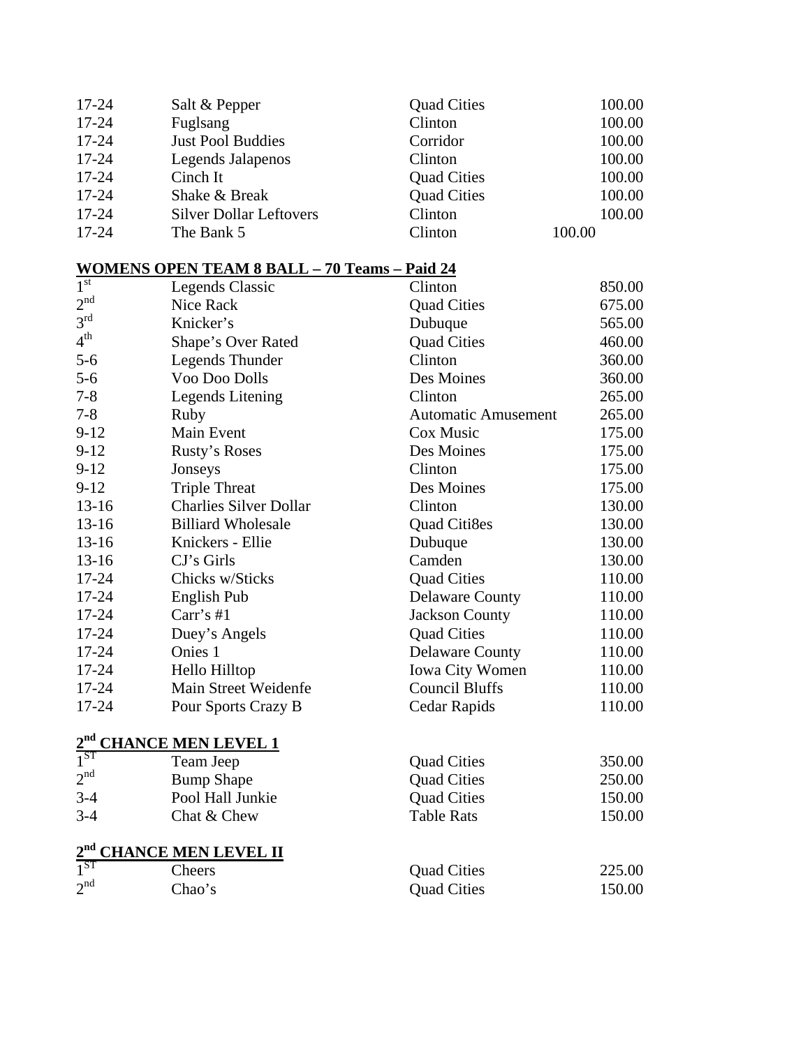| | | | |
|---|---|---|---|
| 17-24 | Salt & Pepper | Quad Cities | 100.00 |
| 17-24 | Fuglsang | Clinton | 100.00 |
| 17-24 | Just Pool Buddies | Corridor | 100.00 |
| 17-24 | Legends Jalapenos | Clinton | 100.00 |
| 17-24 | Cinch It | Quad Cities | 100.00 |
| 17-24 | Shake & Break | Quad Cities | 100.00 |
| 17-24 | Silver Dollar Leftovers | Clinton | 100.00 |
| 17-24 | The Bank 5 | Clinton | 100.00 |

**WOMENS OPEN TEAM 8 BALL – 70 Teams – Paid 24**

| | | | |
|---|---|---|---|
| 1st | Legends Classic | Clinton | 850.00 |
| 2nd | Nice Rack | Quad Cities | 675.00 |
| 3rd | Knicker's | Dubuque | 565.00 |
| 4th | Shape's Over Rated | Quad Cities | 460.00 |
| 5-6 | Legends Thunder | Clinton | 360.00 |
| 5-6 | Voo Doo Dolls | Des Moines | 360.00 |
| 7-8 | Legends Litening | Clinton | 265.00 |
| 7-8 | Ruby | Automatic Amusement | 265.00 |
| 9-12 | Main Event | Cox Music | 175.00 |
| 9-12 | Rusty's Roses | Des Moines | 175.00 |
| 9-12 | Jonseys | Clinton | 175.00 |
| 9-12 | Triple Threat | Des Moines | 175.00 |
| 13-16 | Charlies Silver Dollar | Clinton | 130.00 |
| 13-16 | Billiard Wholesale | Quad Citi8es | 130.00 |
| 13-16 | Knickers - Ellie | Dubuque | 130.00 |
| 13-16 | CJ's Girls | Camden | 130.00 |
| 17-24 | Chicks w/Sticks | Quad Cities | 110.00 |
| 17-24 | English Pub | Delaware County | 110.00 |
| 17-24 | Carr's #1 | Jackson County | 110.00 |
| 17-24 | Duey's Angels | Quad Cities | 110.00 |
| 17-24 | Onies 1 | Delaware County | 110.00 |
| 17-24 | Hello Hilltop | Iowa City Women | 110.00 |
| 17-24 | Main Street Weidenfe | Council Bluffs | 110.00 |
| 17-24 | Pour Sports Crazy B | Cedar Rapids | 110.00 |

**2nd CHANCE MEN LEVEL 1**

| | | | |
|---|---|---|---|
| 1ST | Team Jeep | Quad Cities | 350.00 |
| 2nd | Bump Shape | Quad Cities | 250.00 |
| 3-4 | Pool Hall Junkie | Quad Cities | 150.00 |
| 3-4 | Chat & Chew | Table Rats | 150.00 |

**2nd CHANCE MEN LEVEL II**

| | | | |
|---|---|---|---|
| 1ST | Cheers | Quad Cities | 225.00 |
| 2nd | Chao's | Quad Cities | 150.00 |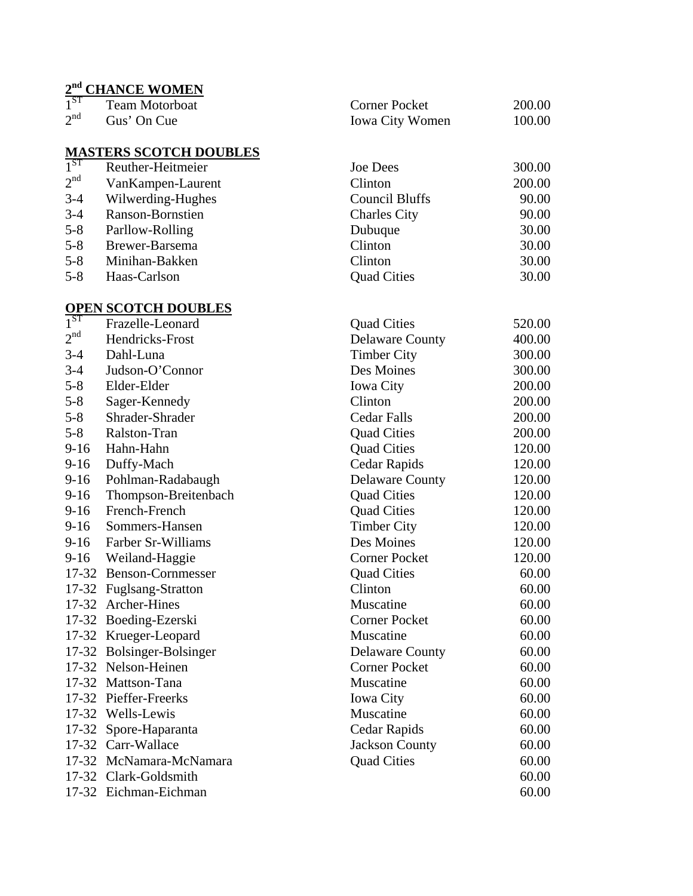## 2nd CHANCE WOMEN

| Place | Name | Location | Amount |
|---|---|---|---|
| 1ST | Team Motorboat | Corner Pocket | 200.00 |
| 2nd | Gus' On Cue | Iowa City Women | 100.00 |

## MASTERS SCOTCH DOUBLES

| Place | Name | Location | Amount |
|---|---|---|---|
| 1ST | Reuther-Heitmeier | Joe Dees | 300.00 |
| 2nd | VanKampen-Laurent | Clinton | 200.00 |
| 3-4 | Wilwerding-Hughes | Council Bluffs | 90.00 |
| 3-4 | Ranson-Bornstien | Charles City | 90.00 |
| 5-8 | Parllow-Rolling | Dubuque | 30.00 |
| 5-8 | Brewer-Barsema | Clinton | 30.00 |
| 5-8 | Minihan-Bakken | Clinton | 30.00 |
| 5-8 | Haas-Carlson | Quad Cities | 30.00 |

## OPEN SCOTCH DOUBLES

| Place | Name | Location | Amount |
|---|---|---|---|
| 1ST | Frazelle-Leonard | Quad Cities | 520.00 |
| 2nd | Hendricks-Frost | Delaware County | 400.00 |
| 3-4 | Dahl-Luna | Timber City | 300.00 |
| 3-4 | Judson-O'Connor | Des Moines | 300.00 |
| 5-8 | Elder-Elder | Iowa City | 200.00 |
| 5-8 | Sager-Kennedy | Clinton | 200.00 |
| 5-8 | Shrader-Shrader | Cedar Falls | 200.00 |
| 5-8 | Ralston-Tran | Quad Cities | 200.00 |
| 9-16 | Hahn-Hahn | Quad Cities | 120.00 |
| 9-16 | Duffy-Mach | Cedar Rapids | 120.00 |
| 9-16 | Pohlman-Radabaugh | Delaware County | 120.00 |
| 9-16 | Thompson-Breitenbach | Quad Cities | 120.00 |
| 9-16 | French-French | Quad Cities | 120.00 |
| 9-16 | Sommers-Hansen | Timber City | 120.00 |
| 9-16 | Farber Sr-Williams | Des Moines | 120.00 |
| 9-16 | Weiland-Haggie | Corner Pocket | 120.00 |
| 17-32 | Benson-Cornmesser | Quad Cities | 60.00 |
| 17-32 | Fuglsang-Stratton | Clinton | 60.00 |
| 17-32 | Archer-Hines | Muscatine | 60.00 |
| 17-32 | Boeding-Ezerski | Corner Pocket | 60.00 |
| 17-32 | Krueger-Leopard | Muscatine | 60.00 |
| 17-32 | Bolsinger-Bolsinger | Delaware County | 60.00 |
| 17-32 | Nelson-Heinen | Corner Pocket | 60.00 |
| 17-32 | Mattson-Tana | Muscatine | 60.00 |
| 17-32 | Pieffer-Freerks | Iowa City | 60.00 |
| 17-32 | Wells-Lewis | Muscatine | 60.00 |
| 17-32 | Spore-Haparanta | Cedar Rapids | 60.00 |
| 17-32 | Carr-Wallace | Jackson County | 60.00 |
| 17-32 | McNamara-McNamara | Quad Cities | 60.00 |
| 17-32 | Clark-Goldsmith | | 60.00 |
| 17-32 | Eichman-Eichman | | 60.00 |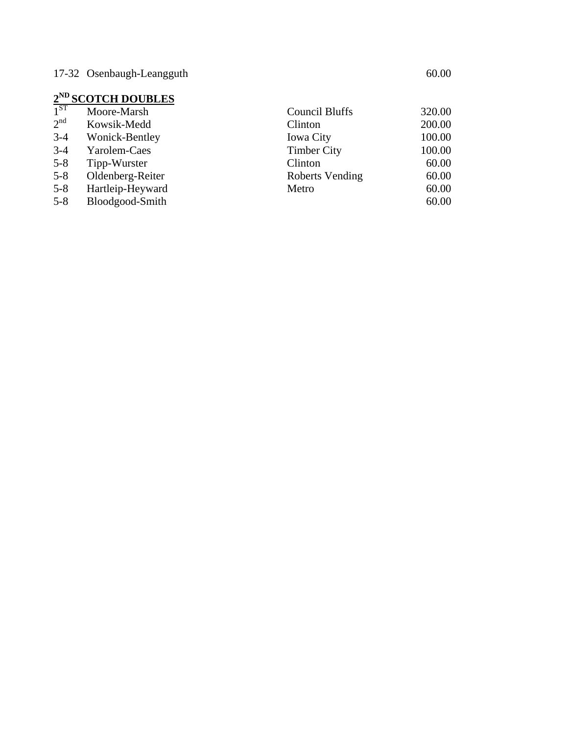| | | | |
|---|---|---|---|
| 17-32 | Osenbaugh-Leangguth | | 60.00 |

**2[ND] SCOTCH DOUBLES**

| | | | |
|---|---|---|---|
| 1[ST] | Moore-Marsh | Council Bluffs | 320.00 |
| 2[nd] | Kowsik-Medd | Clinton | 200.00 |
| 3-4 | Wonick-Bentley | Iowa City | 100.00 |
| 3-4 | Yarolem-Caes | Timber City | 100.00 |
| 5-8 | Tipp-Wurster | Clinton | 60.00 |
| 5-8 | Oldenberg-Reiter | Roberts Vending | 60.00 |
| 5-8 | Hartleip-Heyward | Metro | 60.00 |
| 5-8 | Bloodgood-Smith | | 60.00 |